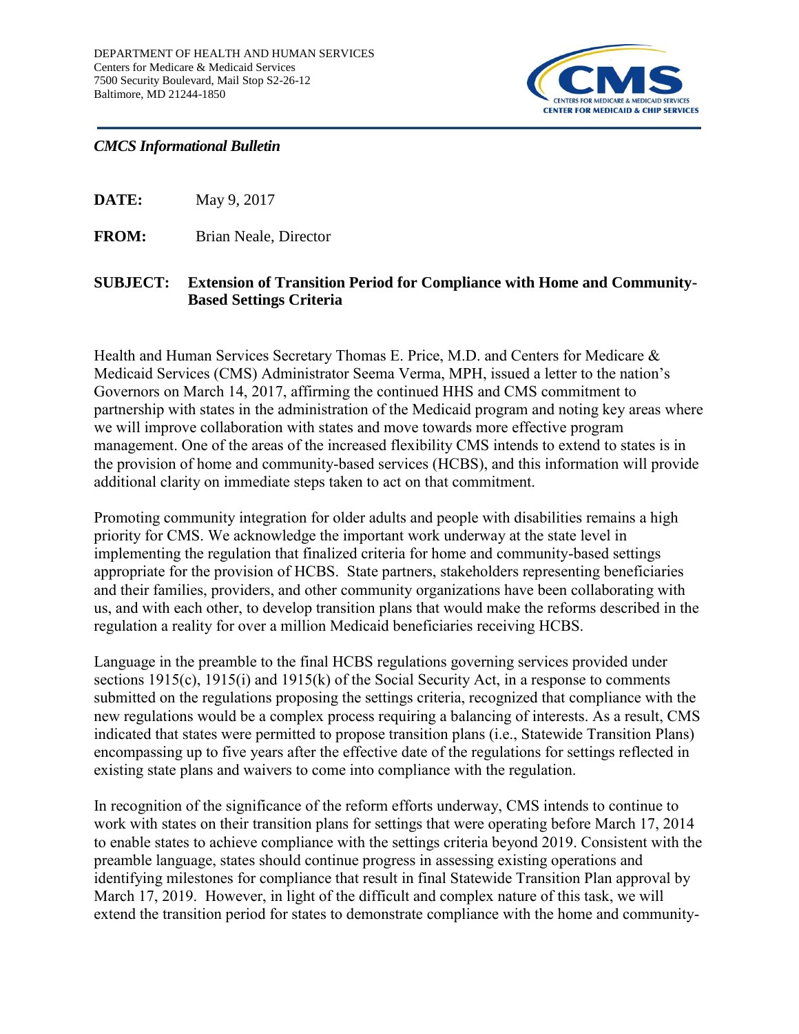DEPARTMENT OF HEALTH AND HUMAN SERVICES
Centers for Medicare & Medicaid Services
7500 Security Boulevard, Mail Stop S2-26-12
Baltimore, MD 21244-1850

*CMCS Informational Bulletin*

**DATE:** May 9, 2017

**FROM:** Brian Neale, Director

**SUBJECT: Extension of Transition Period for Compliance with Home and Community-Based Settings Criteria**

Health and Human Services Secretary Thomas E. Price, M.D. and Centers for Medicare & Medicaid Services (CMS) Administrator Seema Verma, MPH, issued a letter to the nation's Governors on March 14, 2017, affirming the continued HHS and CMS commitment to partnership with states in the administration of the Medicaid program and noting key areas where we will improve collaboration with states and move towards more effective program management. One of the areas of the increased flexibility CMS intends to extend to states is in the provision of home and community-based services (HCBS), and this information will provide additional clarity on immediate steps taken to act on that commitment.

Promoting community integration for older adults and people with disabilities remains a high priority for CMS. We acknowledge the important work underway at the state level in implementing the regulation that finalized criteria for home and community-based settings appropriate for the provision of HCBS. State partners, stakeholders representing beneficiaries and their families, providers, and other community organizations have been collaborating with us, and with each other, to develop transition plans that would make the reforms described in the regulation a reality for over a million Medicaid beneficiaries receiving HCBS.

Language in the preamble to the final HCBS regulations governing services provided under sections 1915(c), 1915(i) and 1915(k) of the Social Security Act, in a response to comments submitted on the regulations proposing the settings criteria, recognized that compliance with the new regulations would be a complex process requiring a balancing of interests. As a result, CMS indicated that states were permitted to propose transition plans (i.e., Statewide Transition Plans) encompassing up to five years after the effective date of the regulations for settings reflected in existing state plans and waivers to come into compliance with the regulation.

In recognition of the significance of the reform efforts underway, CMS intends to continue to work with states on their transition plans for settings that were operating before March 17, 2014 to enable states to achieve compliance with the settings criteria beyond 2019. Consistent with the preamble language, states should continue progress in assessing existing operations and identifying milestones for compliance that result in final Statewide Transition Plan approval by March 17, 2019. However, in light of the difficult and complex nature of this task, we will extend the transition period for states to demonstrate compliance with the home and community-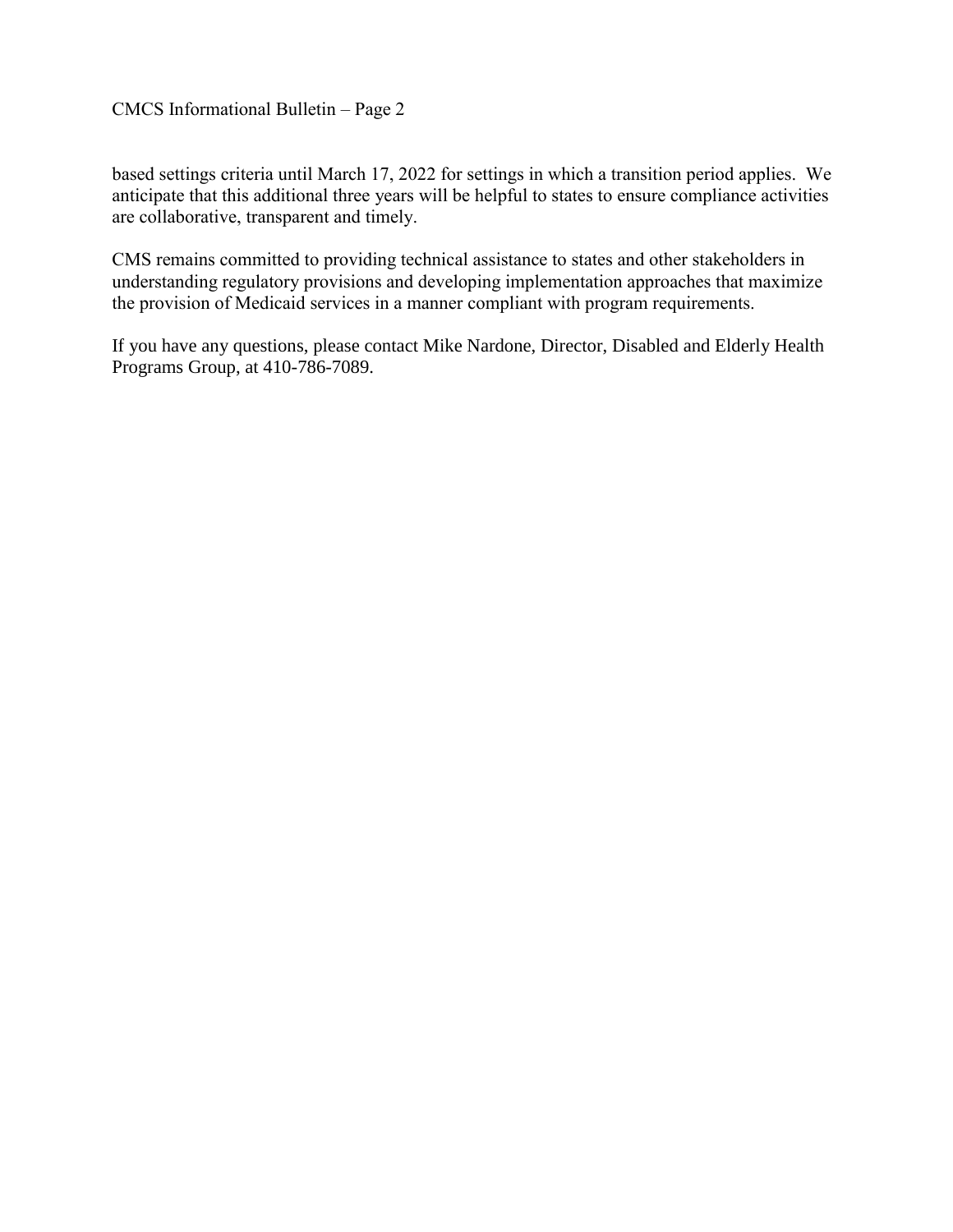based settings criteria until March 17, 2022 for settings in which a transition period applies. We anticipate that this additional three years will be helpful to states to ensure compliance activities are collaborative, transparent and timely.

CMS remains committed to providing technical assistance to states and other stakeholders in understanding regulatory provisions and developing implementation approaches that maximize the provision of Medicaid services in a manner compliant with program requirements.

If you have any questions, please contact Mike Nardone, Director, Disabled and Elderly Health Programs Group, at 410-786-7089.